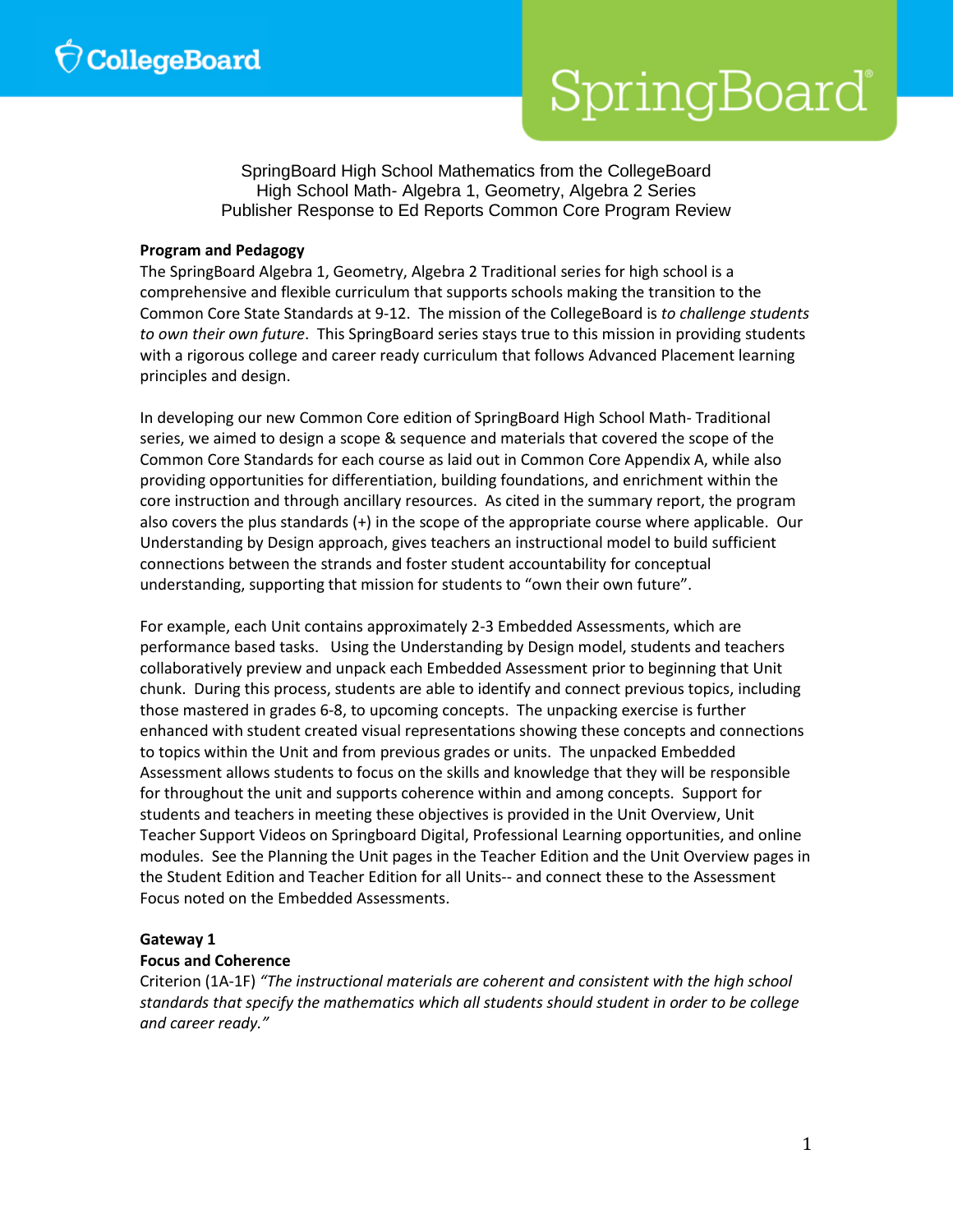CollegeBoard

SpringBoard

SpringBoard High School Mathematics from the CollegeBoard
High School Math- Algebra 1, Geometry, Algebra 2 Series
Publisher Response to Ed Reports Common Core Program Review

**Program and Pedagogy**

The SpringBoard Algebra 1, Geometry, Algebra 2 Traditional series for high school is a comprehensive and flexible curriculum that supports schools making the transition to the Common Core State Standards at 9-12. The mission of the CollegeBoard is *to challenge students to own their own future*. This SpringBoard series stays true to this mission in providing students with a rigorous college and career ready curriculum that follows Advanced Placement learning principles and design.

In developing our new Common Core edition of SpringBoard High School Math- Traditional series, we aimed to design a scope & sequence and materials that covered the scope of the Common Core Standards for each course as laid out in Common Core Appendix A, while also providing opportunities for differentiation, building foundations, and enrichment within the core instruction and through ancillary resources. As cited in the summary report, the program also covers the plus standards (+) in the scope of the appropriate course where applicable. Our Understanding by Design approach, gives teachers an instructional model to build sufficient connections between the strands and foster student accountability for conceptual understanding, supporting that mission for students to "own their own future".

For example, each Unit contains approximately 2-3 Embedded Assessments, which are performance based tasks. Using the Understanding by Design model, students and teachers collaboratively preview and unpack each Embedded Assessment prior to beginning that Unit chunk. During this process, students are able to identify and connect previous topics, including those mastered in grades 6-8, to upcoming concepts. The unpacking exercise is further enhanced with student created visual representations showing these concepts and connections to topics within the Unit and from previous grades or units. The unpacked Embedded Assessment allows students to focus on the skills and knowledge that they will be responsible for throughout the unit and supports coherence within and among concepts. Support for students and teachers in meeting these objectives is provided in the Unit Overview, Unit Teacher Support Videos on Springboard Digital, Professional Learning opportunities, and online modules. See the Planning the Unit pages in the Teacher Edition and the Unit Overview pages in the Student Edition and Teacher Edition for all Units-- and connect these to the Assessment Focus noted on the Embedded Assessments.

**Gateway 1**

**Focus and Coherence**

Criterion (1A-1F) *"The instructional materials are coherent and consistent with the high school standards that specify the mathematics which all students should student in order to be college and career ready."*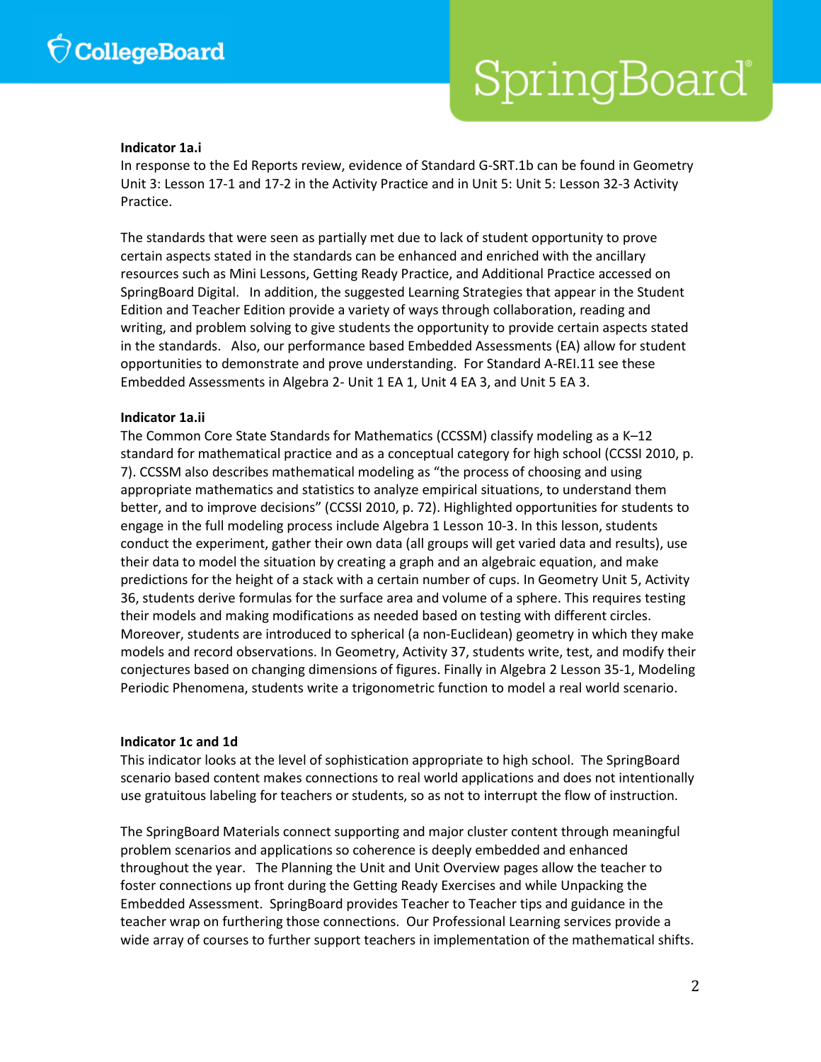**Indicator 1a.i**

In response to the Ed Reports review, evidence of Standard G-SRT.1b can be found in Geometry Unit 3: Lesson 17-1 and 17-2 in the Activity Practice and in Unit 5: Unit 5: Lesson 32-3 Activity Practice.

The standards that were seen as partially met due to lack of student opportunity to prove certain aspects stated in the standards can be enhanced and enriched with the ancillary resources such as Mini Lessons, Getting Ready Practice, and Additional Practice accessed on SpringBoard Digital. In addition, the suggested Learning Strategies that appear in the Student Edition and Teacher Edition provide a variety of ways through collaboration, reading and writing, and problem solving to give students the opportunity to provide certain aspects stated in the standards. Also, our performance based Embedded Assessments (EA) allow for student opportunities to demonstrate and prove understanding. For Standard A-REI.11 see these Embedded Assessments in Algebra 2- Unit 1 EA 1, Unit 4 EA 3, and Unit 5 EA 3.

**Indicator 1a.ii**

The Common Core State Standards for Mathematics (CCSSM) classify modeling as a K–12 standard for mathematical practice and as a conceptual category for high school (CCSSI 2010, p. 7). CCSSM also describes mathematical modeling as "the process of choosing and using appropriate mathematics and statistics to analyze empirical situations, to understand them better, and to improve decisions" (CCSSI 2010, p. 72). Highlighted opportunities for students to engage in the full modeling process include Algebra 1 Lesson 10-3. In this lesson, students conduct the experiment, gather their own data (all groups will get varied data and results), use their data to model the situation by creating a graph and an algebraic equation, and make predictions for the height of a stack with a certain number of cups. In Geometry Unit 5, Activity 36, students derive formulas for the surface area and volume of a sphere. This requires testing their models and making modifications as needed based on testing with different circles. Moreover, students are introduced to spherical (a non-Euclidean) geometry in which they make models and record observations. In Geometry, Activity 37, students write, test, and modify their conjectures based on changing dimensions of figures. Finally in Algebra 2 Lesson 35-1, Modeling Periodic Phenomena, students write a trigonometric function to model a real world scenario.

**Indicator 1c and 1d**

This indicator looks at the level of sophistication appropriate to high school. The SpringBoard scenario based content makes connections to real world applications and does not intentionally use gratuitous labeling for teachers or students, so as not to interrupt the flow of instruction.

The SpringBoard Materials connect supporting and major cluster content through meaningful problem scenarios and applications so coherence is deeply embedded and enhanced throughout the year. The Planning the Unit and Unit Overview pages allow the teacher to foster connections up front during the Getting Ready Exercises and while Unpacking the Embedded Assessment. SpringBoard provides Teacher to Teacher tips and guidance in the teacher wrap on furthering those connections. Our Professional Learning services provide a wide array of courses to further support teachers in implementation of the mathematical shifts.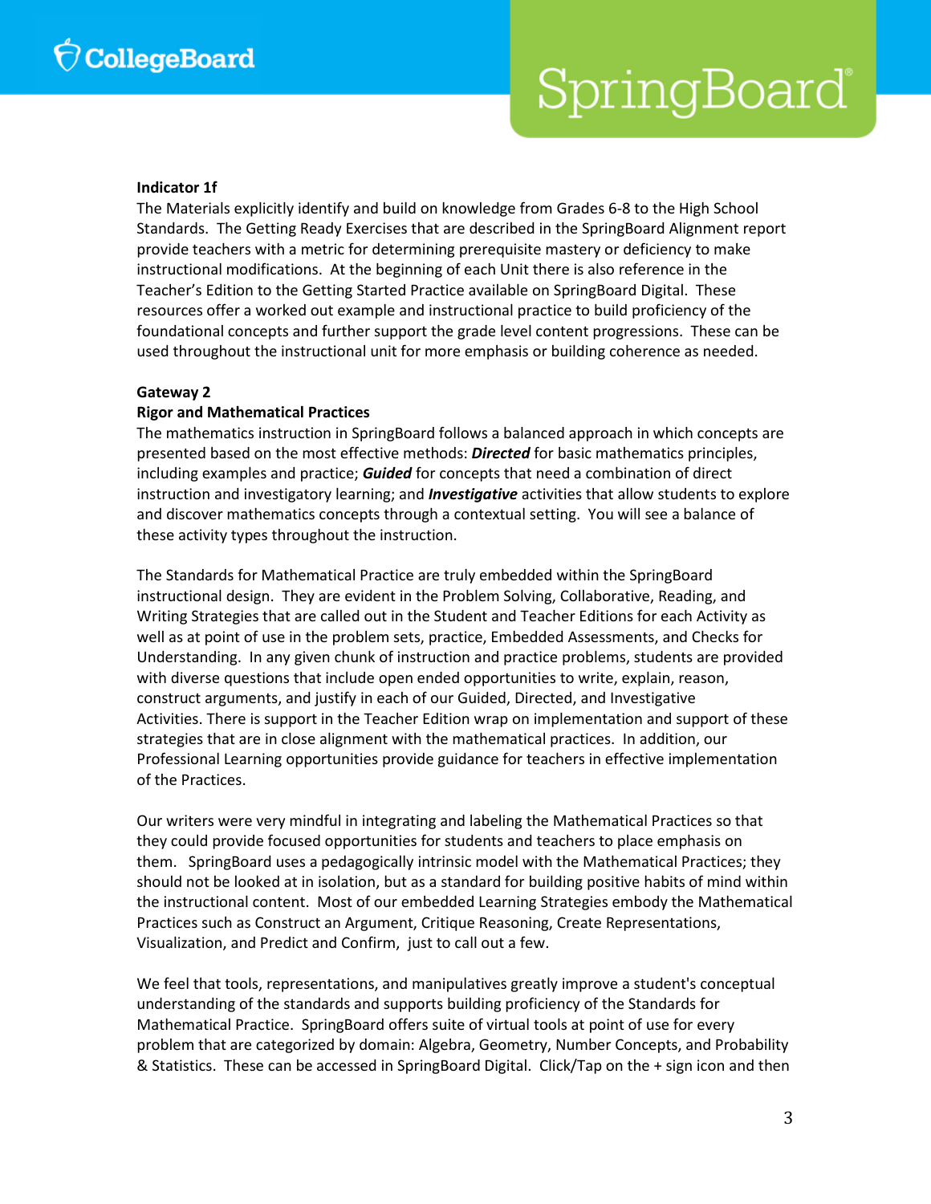**Indicator 1f**

The Materials explicitly identify and build on knowledge from Grades 6-8 to the High School Standards. The Getting Ready Exercises that are described in the SpringBoard Alignment report provide teachers with a metric for determining prerequisite mastery or deficiency to make instructional modifications. At the beginning of each Unit there is also reference in the Teacher's Edition to the Getting Started Practice available on SpringBoard Digital. These resources offer a worked out example and instructional practice to build proficiency of the foundational concepts and further support the grade level content progressions. These can be used throughout the instructional unit for more emphasis or building coherence as needed.

**Gateway 2**

**Rigor and Mathematical Practices**

The mathematics instruction in SpringBoard follows a balanced approach in which concepts are presented based on the most effective methods: ***Directed*** for basic mathematics principles, including examples and practice; ***Guided*** for concepts that need a combination of direct instruction and investigatory learning; and ***Investigative*** activities that allow students to explore and discover mathematics concepts through a contextual setting. You will see a balance of these activity types throughout the instruction.

The Standards for Mathematical Practice are truly embedded within the SpringBoard instructional design. They are evident in the Problem Solving, Collaborative, Reading, and Writing Strategies that are called out in the Student and Teacher Editions for each Activity as well as at point of use in the problem sets, practice, Embedded Assessments, and Checks for Understanding. In any given chunk of instruction and practice problems, students are provided with diverse questions that include open ended opportunities to write, explain, reason, construct arguments, and justify in each of our Guided, Directed, and Investigative Activities. There is support in the Teacher Edition wrap on implementation and support of these strategies that are in close alignment with the mathematical practices. In addition, our Professional Learning opportunities provide guidance for teachers in effective implementation of the Practices.

Our writers were very mindful in integrating and labeling the Mathematical Practices so that they could provide focused opportunities for students and teachers to place emphasis on them. SpringBoard uses a pedagogically intrinsic model with the Mathematical Practices; they should not be looked at in isolation, but as a standard for building positive habits of mind within the instructional content. Most of our embedded Learning Strategies embody the Mathematical Practices such as Construct an Argument, Critique Reasoning, Create Representations, Visualization, and Predict and Confirm, just to call out a few.

We feel that tools, representations, and manipulatives greatly improve a student's conceptual understanding of the standards and supports building proficiency of the Standards for Mathematical Practice. SpringBoard offers suite of virtual tools at point of use for every problem that are categorized by domain: Algebra, Geometry, Number Concepts, and Probability & Statistics. These can be accessed in SpringBoard Digital. Click/Tap on the + sign icon and then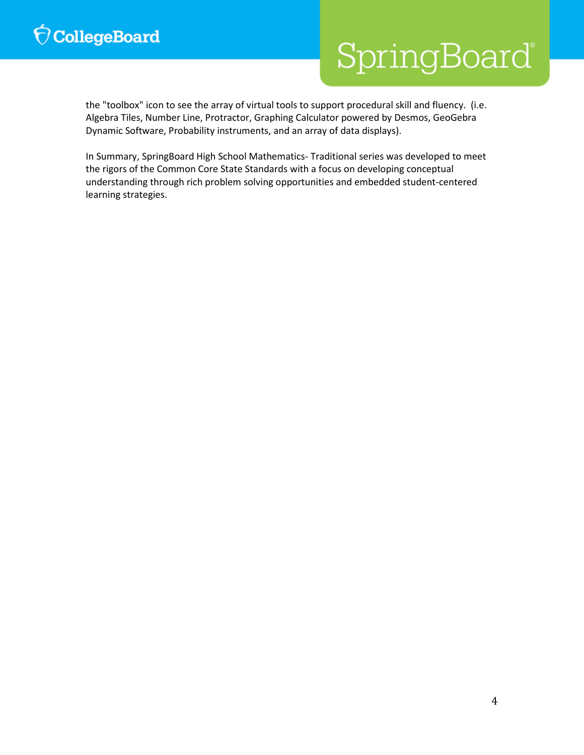the "toolbox" icon to see the array of virtual tools to support procedural skill and fluency. (i.e. Algebra Tiles, Number Line, Protractor, Graphing Calculator powered by Desmos, GeoGebra Dynamic Software, Probability instruments, and an array of data displays).

In Summary, SpringBoard High School Mathematics- Traditional series was developed to meet the rigors of the Common Core State Standards with a focus on developing conceptual understanding through rich problem solving opportunities and embedded student-centered learning strategies.